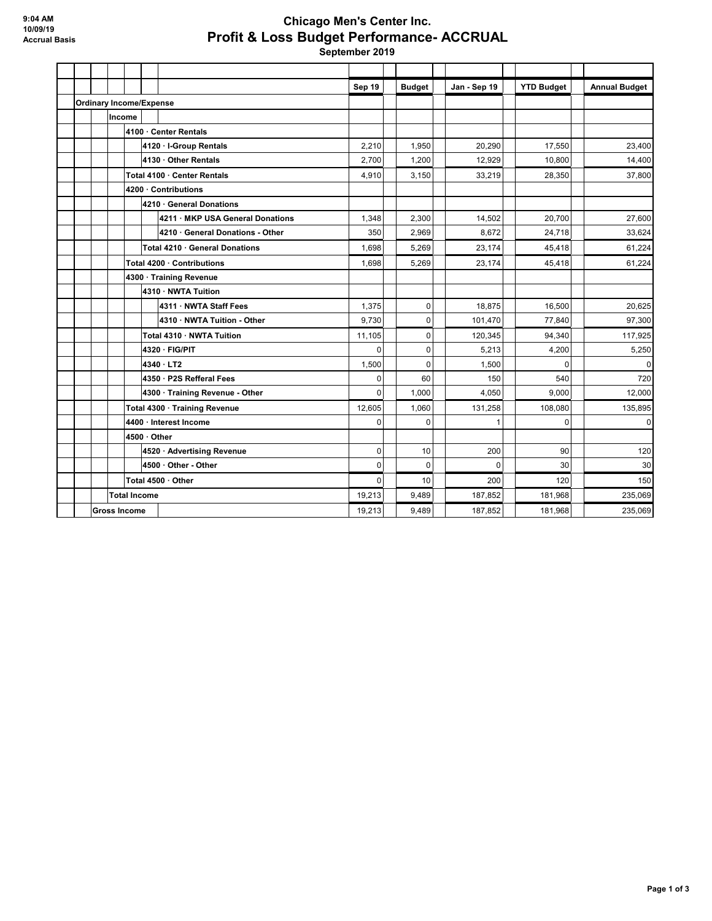9:04 AM
10/09/19
Accrual Basis

# Chicago Men's Center Inc.
## Profit & Loss Budget Performance- ACCRUAL
### September 2019

| | Sep 19 | Budget | Jan - Sep 19 | YTD Budget | Annual Budget |
|---|---|---|---|---|---|
| **Ordinary Income/Expense** | | | | | |
| **Income** | | | | | |
| **4100 · Center Rentals** | | | | | |
| **4120 · I-Group Rentals** | 2,210 | 1,950 | 20,290 | 17,550 | 23,400 |
| **4130 · Other Rentals** | 2,700 | 1,200 | 12,929 | 10,800 | 14,400 |
| **Total 4100 · Center Rentals** | 4,910 | 3,150 | 33,219 | 28,350 | 37,800 |
| **4200 · Contributions** | | | | | |
| **4210 · General Donations** | | | | | |
| **4211 · MKP USA General Donations** | 1,348 | 2,300 | 14,502 | 20,700 | 27,600 |
| **4210 · General Donations - Other** | 350 | 2,969 | 8,672 | 24,718 | 33,624 |
| **Total 4210 · General Donations** | 1,698 | 5,269 | 23,174 | 45,418 | 61,224 |
| **Total 4200 · Contributions** | 1,698 | 5,269 | 23,174 | 45,418 | 61,224 |
| **4300 · Training Revenue** | | | | | |
| **4310 · NWTA Tuition** | | | | | |
| **4311 · NWTA Staff Fees** | 1,375 | 0 | 18,875 | 16,500 | 20,625 |
| **4310 · NWTA Tuition - Other** | 9,730 | 0 | 101,470 | 77,840 | 97,300 |
| **Total 4310 · NWTA Tuition** | 11,105 | 0 | 120,345 | 94,340 | 117,925 |
| **4320 · FIG/PIT** | 0 | 0 | 5,213 | 4,200 | 5,250 |
| **4340 · LT2** | 1,500 | 0 | 1,500 | 0 | 0 |
| **4350 · P2S Refferal Fees** | 0 | 60 | 150 | 540 | 720 |
| **4300 · Training Revenue - Other** | 0 | 1,000 | 4,050 | 9,000 | 12,000 |
| **Total 4300 · Training Revenue** | 12,605 | 1,060 | 131,258 | 108,080 | 135,895 |
| **4400 · Interest Income** | 0 | 0 | 1 | 0 | 0 |
| **4500 · Other** | | | | | |
| **4520 · Advertising Revenue** | 0 | 10 | 200 | 90 | 120 |
| **4500 · Other - Other** | 0 | 0 | 0 | 30 | 30 |
| **Total 4500 · Other** | 0 | 10 | 200 | 120 | 150 |
| **Total Income** | 19,213 | 9,489 | 187,852 | 181,968 | 235,069 |
| **Gross Income** | 19,213 | 9,489 | 187,852 | 181,968 | 235,069 |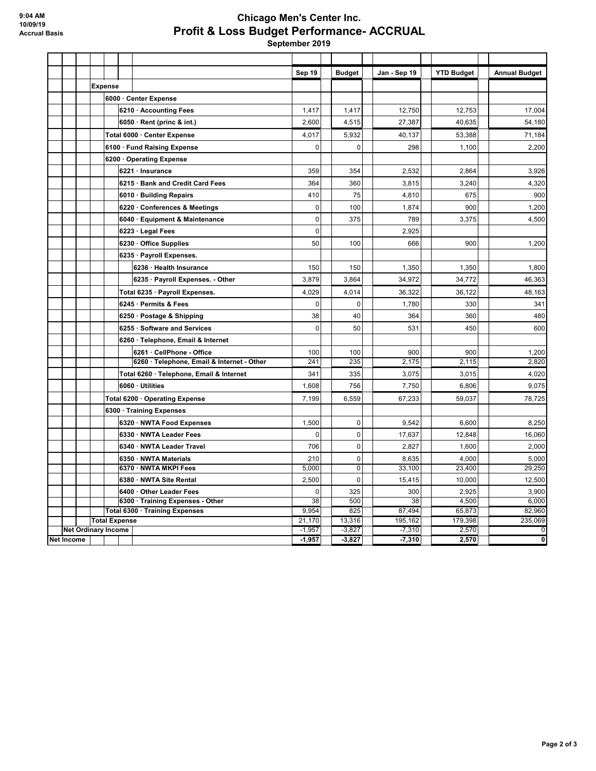9:04 AM
10/09/19
Accrual Basis

# Chicago Men's Center Inc.
## Profit & Loss Budget Performance- ACCRUAL
### September 2019

| | Sep 19 | Budget | Jan - Sep 19 | YTD Budget | Annual Budget |
|---|---|---|---|---|---|
| **Expense** | | | | | |
| **6000 · Center Expense** | | | | | |
| **6210 · Accounting Fees** | 1,417 | 1,417 | 12,750 | 12,753 | 17,004 |
| **6050 · Rent (princ & int.)** | 2,600 | 4,515 | 27,387 | 40,635 | 54,180 |
| **Total 6000 · Center Expense** | 4,017 | 5,932 | 40,137 | 53,388 | 71,184 |
| **6100 · Fund Raising Expense** | 0 | 0 | 298 | 1,100 | 2,200 |
| **6200 · Operating Expense** | | | | | |
| **6221 · Insurance** | 359 | 354 | 2,532 | 2,864 | 3,926 |
| **6215 · Bank and Credit Card Fees** | 364 | 360 | 3,815 | 3,240 | 4,320 |
| **6010 · Building Repairs** | 410 | 75 | 4,810 | 675 | 900 |
| **6220 · Conferences & Meetings** | 0 | 100 | 1,874 | 900 | 1,200 |
| **6040 · Equipment & Maintenance** | 0 | 375 | 789 | 3,375 | 4,500 |
| **6223 · Legal Fees** | 0 | | 2,925 | | |
| **6230 · Office Supplies** | 50 | 100 | 666 | 900 | 1,200 |
| **6235 · Payroll Expenses.** | | | | | |
| **6236 · Health Insurance** | 150 | 150 | 1,350 | 1,350 | 1,800 |
| **6235 · Payroll Expenses. - Other** | 3,879 | 3,864 | 34,972 | 34,772 | 46,363 |
| **Total 6235 · Payroll Expenses.** | 4,029 | 4,014 | 36,322 | 36,122 | 48,163 |
| **6245 · Permits & Fees** | 0 | 0 | 1,780 | 330 | 341 |
| **6250 · Postage & Shipping** | 38 | 40 | 364 | 360 | 480 |
| **6255 · Software and Services** | 0 | 50 | 531 | 450 | 600 |
| **6260 · Telephone, Email & Internet** | | | | | |
| **6261 · CellPhone - Office** | 100 | 100 | 900 | 900 | 1,200 |
| **6260 · Telephone, Email & Internet - Other** | 241 | 235 | 2,175 | 2,115 | 2,820 |
| **Total 6260 · Telephone, Email & Internet** | 341 | 335 | 3,075 | 3,015 | 4,020 |
| **6060 · Utilities** | 1,608 | 756 | 7,750 | 6,806 | 9,075 |
| **Total 6200 · Operating Expense** | 7,199 | 6,559 | 67,233 | 59,037 | 78,725 |
| **6300 · Training Expenses** | | | | | |
| **6320 · NWTA Food Expenses** | 1,500 | 0 | 9,542 | 6,600 | 8,250 |
| **6330 · NWTA Leader Fees** | 0 | 0 | 17,637 | 12,848 | 16,060 |
| **6340 · NWTA Leader Travel** | 706 | 0 | 2,827 | 1,600 | 2,000 |
| **6350 · NWTA Materials** | 210 | 0 | 8,635 | 4,000 | 5,000 |
| **6370 · NWTA MKPI Fees** | 5,000 | 0 | 33,100 | 23,400 | 29,250 |
| **6380 · NWTA Site Rental** | 2,500 | 0 | 15,415 | 10,000 | 12,500 |
| **6400 · Other Leader Fees** | 0 | 325 | 300 | 2,925 | 3,900 |
| **6300 · Training Expenses - Other** | 38 | 500 | 38 | 4,500 | 6,000 |
| **Total 6300 · Training Expenses** | 9,954 | 825 | 87,494 | 65,873 | 82,960 |
| **Total Expense** | 21,170 | 13,316 | 195,162 | 179,398 | 235,069 |
| **Net Ordinary Income** | -1,957 | -3,827 | -7,310 | 2,570 | 0 |
| **Net Income** | **-1,957** | **-3,827** | **-7,310** | **2,570** | **0** |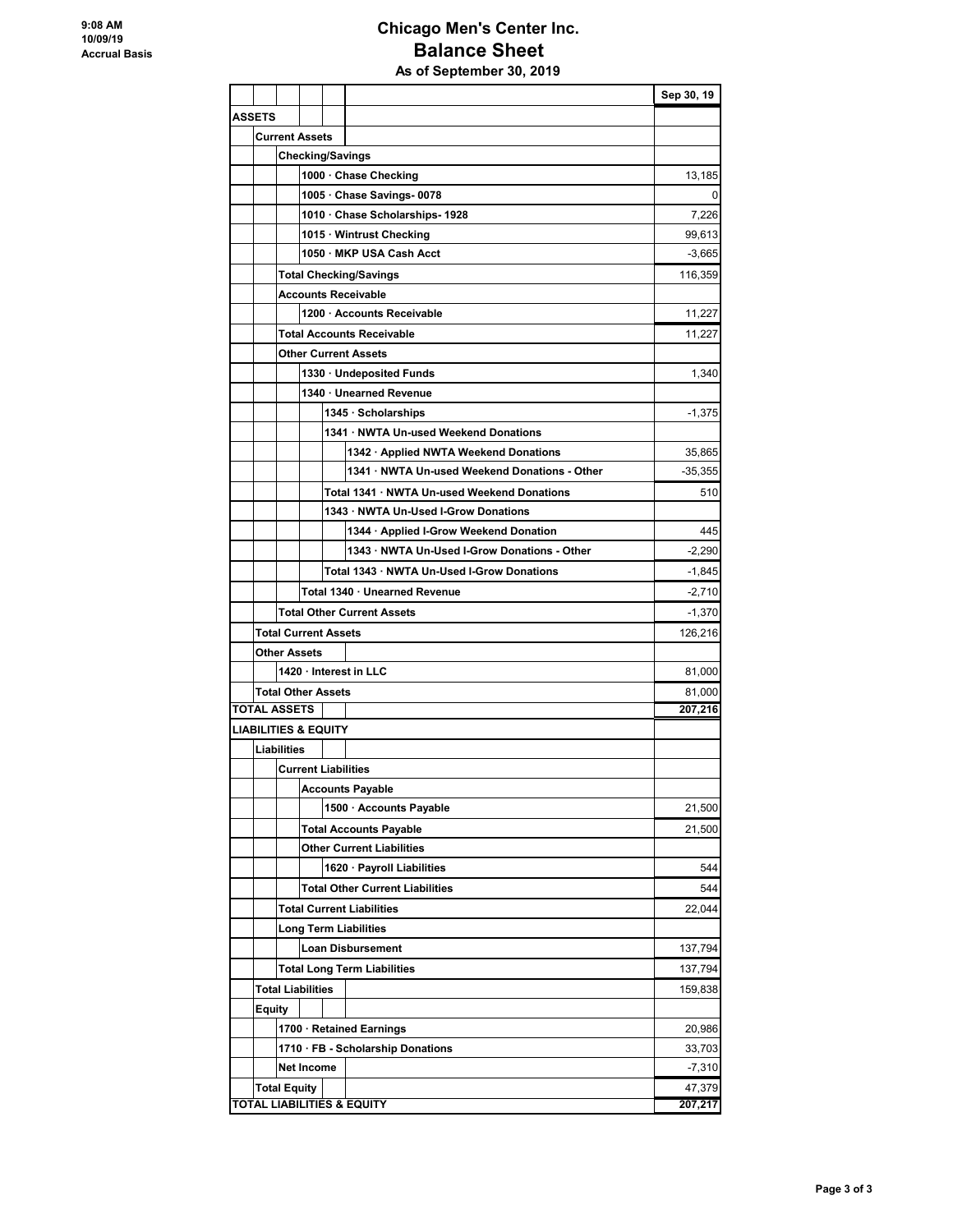9:08 AM
10/09/19
Accrual Basis

# Chicago Men's Center Inc.
## Balance Sheet
### As of September 30, 2019

| | Sep 30, 19 |
|---|---|
| **ASSETS** | |
| **Current Assets** | |
| **Checking/Savings** | |
| **1000 · Chase Checking** | 13,185 |
| **1005 · Chase Savings- 0078** | 0 |
| **1010 · Chase Scholarships- 1928** | 7,226 |
| **1015 · Wintrust Checking** | 99,613 |
| **1050 · MKP USA Cash Acct** | -3,665 |
| **Total Checking/Savings** | 116,359 |
| **Accounts Receivable** | |
| **1200 · Accounts Receivable** | 11,227 |
| **Total Accounts Receivable** | 11,227 |
| **Other Current Assets** | |
| **1330 · Undeposited Funds** | 1,340 |
| **1340 · Unearned Revenue** | |
| **1345 · Scholarships** | -1,375 |
| **1341 · NWTA Un-used Weekend Donations** | |
| **1342 · Applied NWTA Weekend Donations** | 35,865 |
| **1341 · NWTA Un-used Weekend Donations - Other** | -35,355 |
| **Total 1341 · NWTA Un-used Weekend Donations** | 510 |
| **1343 · NWTA Un-Used I-Grow Donations** | |
| **1344 · Applied I-Grow Weekend Donation** | 445 |
| **1343 · NWTA Un-Used I-Grow Donations - Other** | -2,290 |
| **Total 1343 · NWTA Un-Used I-Grow Donations** | -1,845 |
| **Total 1340 · Unearned Revenue** | -2,710 |
| **Total Other Current Assets** | -1,370 |
| **Total Current Assets** | 126,216 |
| **Other Assets** | |
| **1420 · Interest in LLC** | 81,000 |
| **Total Other Assets** | 81,000 |
| **TOTAL ASSETS** | **207,216** |
| **LIABILITIES & EQUITY** | |
| **Liabilities** | |
| **Current Liabilities** | |
| **Accounts Payable** | |
| **1500 · Accounts Payable** | 21,500 |
| **Total Accounts Payable** | 21,500 |
| **Other Current Liabilities** | |
| **1620 · Payroll Liabilities** | 544 |
| **Total Other Current Liabilities** | 544 |
| **Total Current Liabilities** | 22,044 |
| **Long Term Liabilities** | |
| **Loan Disbursement** | 137,794 |
| **Total Long Term Liabilities** | 137,794 |
| **Total Liabilities** | 159,838 |
| **Equity** | |
| **1700 · Retained Earnings** | 20,986 |
| **1710 · FB - Scholarship Donations** | 33,703 |
| **Net Income** | -7,310 |
| **Total Equity** | 47,379 |
| **TOTAL LIABILITIES & EQUITY** | **207,217** |